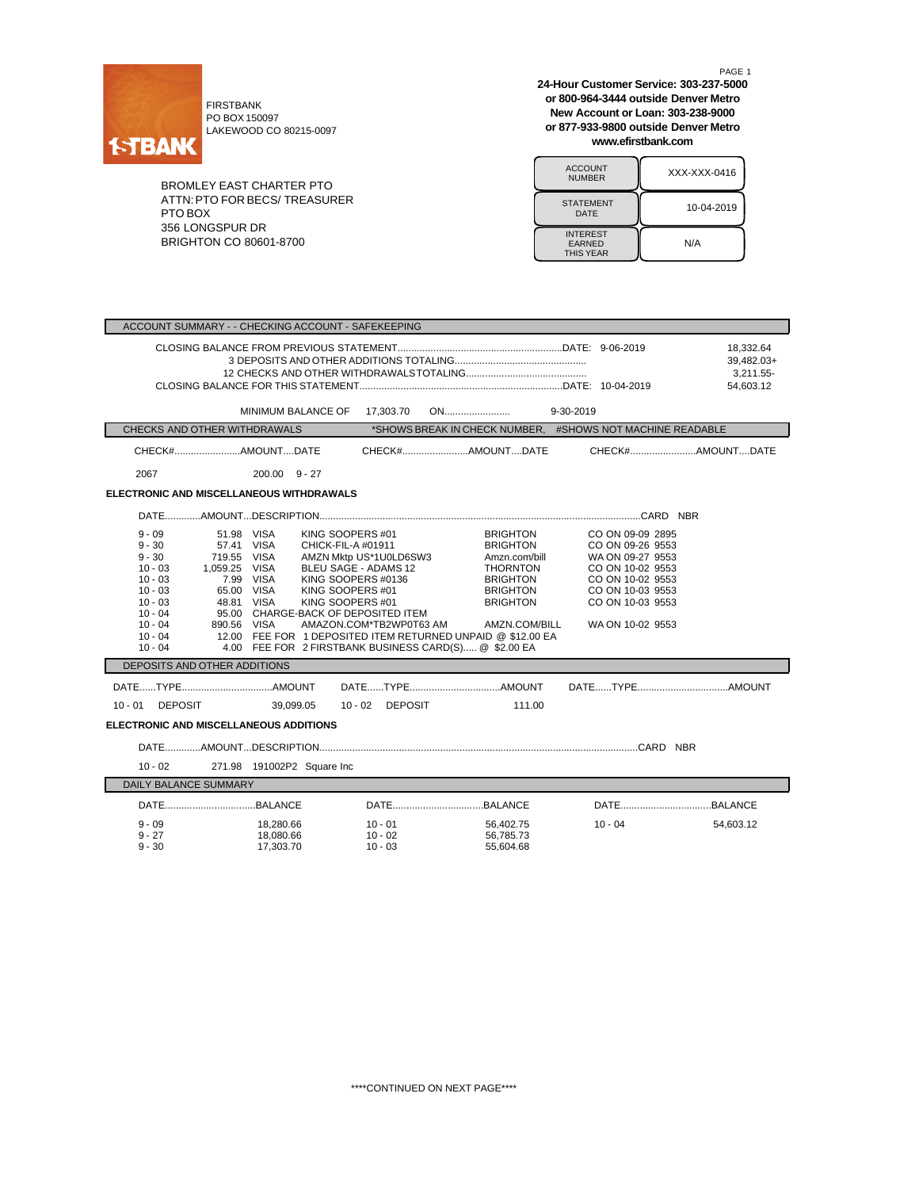FIRSTBANK
PO BOX 150097
LAKEWOOD CO 80215-0097

**24-Hour Customer Service: 303-237-5000**
**or 800-964-3444 outside Denver Metro**
**New Account or Loan: 303-238-9000**
**or 877-933-9800 outside Denver Metro**
**www.efirstbank.com**

BROMLEY EAST CHARTER PTO
ATTN: PTO FOR BECS/ TREASURER
PTO BOX
356 LONGSPUR DR
BRIGHTON CO 80601-8700

| ACCOUNT NUMBER | XXX-XXX-0416 |
|---|---|
| STATEMENT DATE | 10-04-2019 |
| INTEREST EARNED THIS YEAR | N/A |

## ACCOUNT SUMMARY - - CHECKING ACCOUNT - SAFEKEEPING

| Description | Date | Amount |
|---|---|---|
| CLOSING BALANCE FROM PREVIOUS STATEMENT | 9-06-2019 | 18,332.64 |
| 3 DEPOSITS AND OTHER ADDITIONS TOTALING | | 39,482.03+ |
| 12 CHECKS AND OTHER WITHDRAWALS TOTALING | | 3,211.55- |
| CLOSING BALANCE FOR THIS STATEMENT | 10-04-2019 | 54,603.12 |

MINIMUM BALANCE OF 17,303.70 ON 9-30-2019

## CHECKS AND OTHER WITHDRAWALS

*SHOWS BREAK IN CHECK NUMBER, #SHOWS NOT MACHINE READABLE

| CHECK# | AMOUNT | DATE |
|---|---|---|
| 2067 | 200.00 | 9 - 27 |

### ELECTRONIC AND MISCELLANEOUS WITHDRAWALS

| DATE | AMOUNT | DESCRIPTION | | | CARD NBR |
|---|---|---|---|---|---|
| 9 - 09 | 51.98 | VISA | KING SOOPERS #01 | BRIGHTON | CO ON 09-09 2895 |
| 9 - 30 | 57.41 | VISA | CHICK-FIL-A #01911 | BRIGHTON | CO ON 09-26 9553 |
| 9 - 30 | 719.55 | VISA | AMZN Mktp US*1U0LD6SW3 | Amzn.com/bill | WA ON 09-27 9553 |
| 10 - 03 | 1,059.25 | VISA | BLEU SAGE - ADAMS 12 | THORNTON | CO ON 10-02 9553 |
| 10 - 03 | 7.99 | VISA | KING SOOPERS #0136 | BRIGHTON | CO ON 10-02 9553 |
| 10 - 03 | 65.00 | VISA | KING SOOPERS #01 | BRIGHTON | CO ON 10-03 9553 |
| 10 - 03 | 48.81 | VISA | KING SOOPERS #01 | BRIGHTON | CO ON 10-03 9553 |
| 10 - 04 | 95.00 | CHARGE-BACK OF DEPOSITED ITEM | | | |
| 10 - 04 | 890.56 | VISA | AMAZON.COM*TB2WP0T63 AM | AMZN.COM/BILL | WA ON 10-02 9553 |
| 10 - 04 | 12.00 | FEE FOR 1 DEPOSITED ITEM RETURNED UNPAID @ $12.00 EA | | | |
| 10 - 04 | 4.00 | FEE FOR 2 FIRSTBANK BUSINESS CARD(S)..... @ $2.00 EA | | | |

## DEPOSITS AND OTHER ADDITIONS

| DATE | TYPE | AMOUNT |
|---|---|---|
| 10 - 01 | DEPOSIT | 39,099.05 |
| 10 - 02 | DEPOSIT | 111.00 |

### ELECTRONIC AND MISCELLANEOUS ADDITIONS

| DATE | AMOUNT | DESCRIPTION | CARD NBR |
|---|---|---|---|
| 10 - 02 | 271.98 | 191002P2 Square Inc | |

## DAILY BALANCE SUMMARY

| DATE | BALANCE |
|---|---|
| 9 - 09 | 18,280.66 |
| 9 - 27 | 18,080.66 |
| 9 - 30 | 17,303.70 |
| 10 - 01 | 56,402.75 |
| 10 - 02 | 56,785.73 |
| 10 - 03 | 55,604.68 |
| 10 - 04 | 54,603.12 |

****CONTINUED ON NEXT PAGE****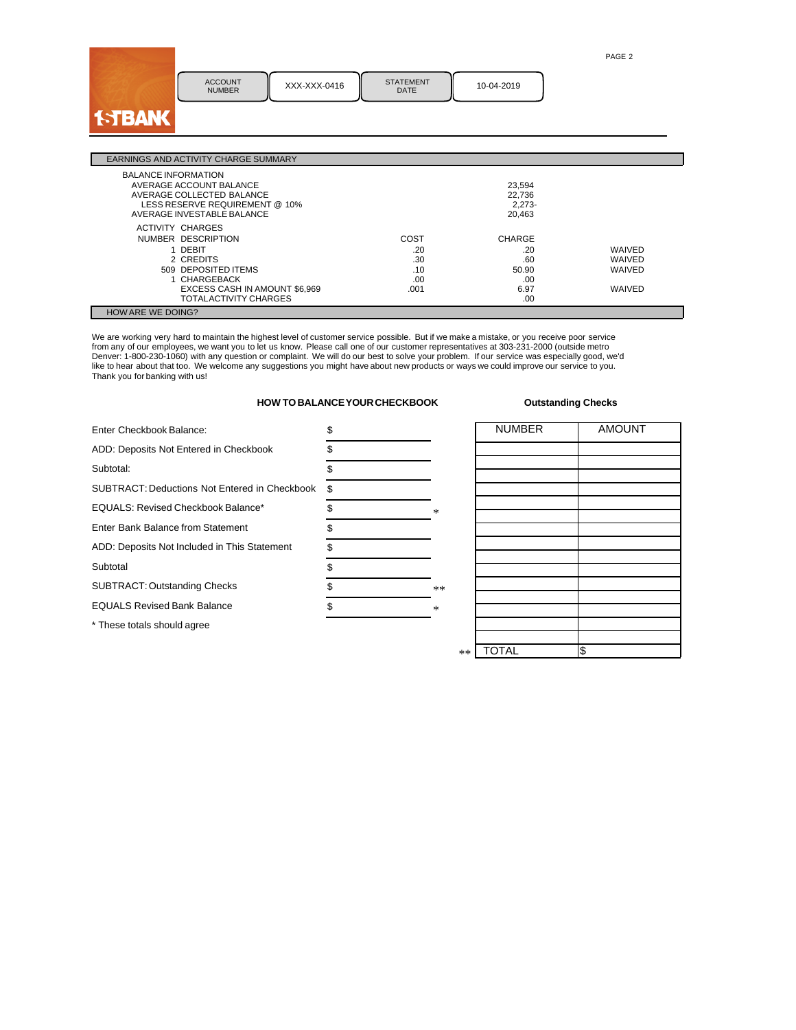1STBANK

| ACCOUNT NUMBER | XXX-XXX-0416 | STATEMENT DATE | 10-04-2019 |
|---|---|---|---|

## EARNINGS AND ACTIVITY CHARGE SUMMARY

BALANCE INFORMATION

| | |
|---|---|
| AVERAGE ACCOUNT BALANCE | 23,594 |
| AVERAGE COLLECTED BALANCE | 22,736 |
| LESS RESERVE REQUIREMENT @ 10% | 2,273- |
| AVERAGE INVESTABLE BALANCE | 20,463 |

ACTIVITY CHARGES

| NUMBER | DESCRIPTION | COST | CHARGE | |
|---|---|---|---|---|
| 1 | DEBIT | .20 | .20 | WAIVED |
| 2 | CREDITS | .30 | .60 | WAIVED |
| 509 | DEPOSITED ITEMS | .10 | 50.90 | WAIVED |
| 1 | CHARGEBACK | .00 | .00 | |
| | EXCESS CASH IN AMOUNT $6,969 | .001 | 6.97 | WAIVED |
| | TOTAL ACTIVITY CHARGES | | .00 | |

## HOW ARE WE DOING?

We are working very hard to maintain the highest level of customer service possible. But if we make a mistake, or you receive poor service from any of our employees, we want you to let us know. Please call one of our customer representatives at 303-231-2000 (outside metro Denver: 1-800-230-1060) with any question or complaint. We will do our best to solve your problem. If our service was especially good, we'd like to hear about that too. We welcome any suggestions you might have about new products or ways we could improve our service to you. Thank you for banking with us!

### HOW TO BALANCE YOUR CHECKBOOK

| | | |
|---|---|---|
| Enter Checkbook Balance: | $ | |
| ADD: Deposits Not Entered in Checkbook | $ | |
| Subtotal: | $ | |
| SUBTRACT: Deductions Not Entered in Checkbook | $ | |
| EQUALS: Revised Checkbook Balance* | $ | * |
| Enter Bank Balance from Statement | $ | |
| ADD: Deposits Not Included in This Statement | $ | |
| Subtotal | $ | |
| SUBTRACT: Outstanding Checks | $ | ** |
| EQUALS Revised Bank Balance | $ | * |

* These totals should agree

### Outstanding Checks

| NUMBER | AMOUNT |
|---|---|
| | |
| | |
| | |
| | |
| | |
| | |
| | |
| | |
| | |
| | |
| | |
| | |
| | |
| | |
| | |
| ** TOTAL | $ |